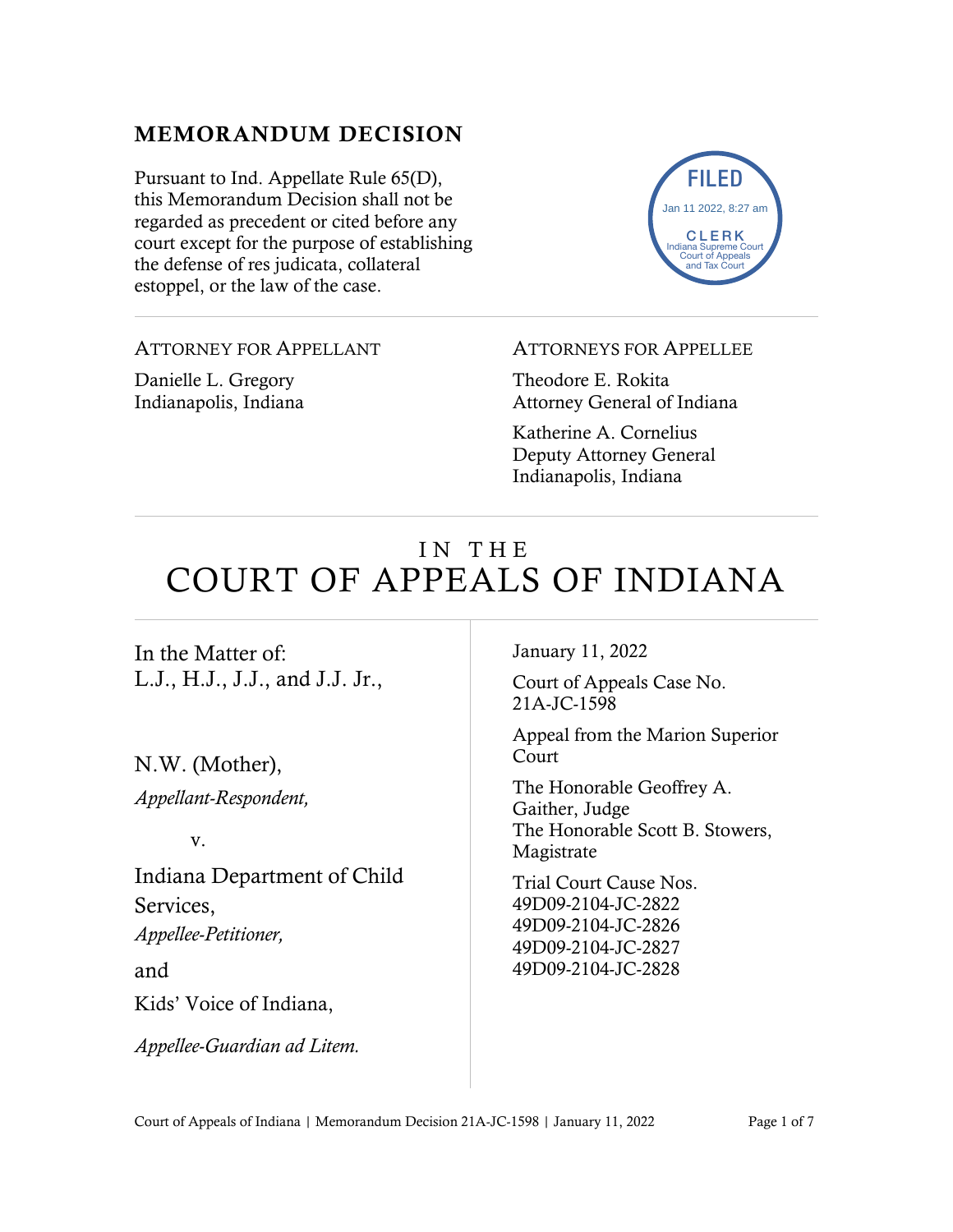## MEMORANDUM DECISION

Pursuant to Ind. Appellate Rule 65(D), this Memorandum Decision shall not be regarded as precedent or cited before any court except for the purpose of establishing the defense of res judicata, collateral estoppel, or the law of the case.

FILED
Jan 11 2022, 8:27 am
CLERK
Indiana Supreme Court
Court of Appeals
and Tax Court

ATTORNEY FOR APPELLANT

Danielle L. Gregory
Indianapolis, Indiana

ATTORNEYS FOR APPELLEE

Theodore E. Rokita
Attorney General of Indiana

Katherine A. Cornelius
Deputy Attorney General
Indianapolis, Indiana

# IN THE COURT OF APPEALS OF INDIANA

In the Matter of:
L.J., H.J., J.J., and J.J. Jr.,

N.W. (Mother),
*Appellant-Respondent,*

v.

Indiana Department of Child Services,
*Appellee-Petitioner,*

and

Kids' Voice of Indiana,

*Appellee-Guardian ad Litem.*

January 11, 2022

Court of Appeals Case No. 21A-JC-1598

Appeal from the Marion Superior Court

The Honorable Geoffrey A. Gaither, Judge
The Honorable Scott B. Stowers, Magistrate

Trial Court Cause Nos.
49D09-2104-JC-2822
49D09-2104-JC-2826
49D09-2104-JC-2827
49D09-2104-JC-2828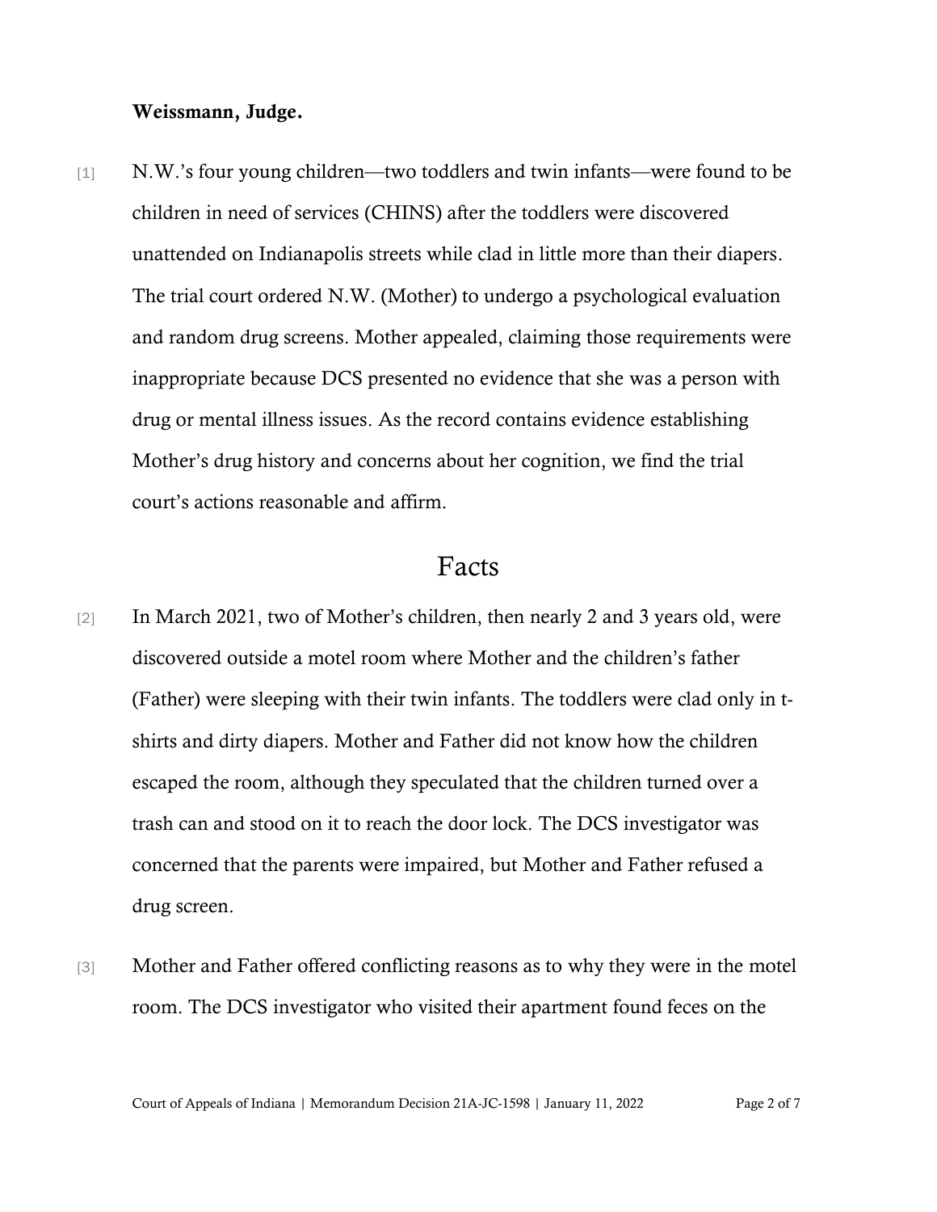**Weissmann, Judge.**

[1] N.W.'s four young children—two toddlers and twin infants—were found to be children in need of services (CHINS) after the toddlers were discovered unattended on Indianapolis streets while clad in little more than their diapers. The trial court ordered N.W. (Mother) to undergo a psychological evaluation and random drug screens. Mother appealed, claiming those requirements were inappropriate because DCS presented no evidence that she was a person with drug or mental illness issues. As the record contains evidence establishing Mother's drug history and concerns about her cognition, we find the trial court's actions reasonable and affirm.

# Facts

[2] In March 2021, two of Mother's children, then nearly 2 and 3 years old, were discovered outside a motel room where Mother and the children's father (Father) were sleeping with their twin infants. The toddlers were clad only in t-shirts and dirty diapers. Mother and Father did not know how the children escaped the room, although they speculated that the children turned over a trash can and stood on it to reach the door lock. The DCS investigator was concerned that the parents were impaired, but Mother and Father refused a drug screen.

[3] Mother and Father offered conflicting reasons as to why they were in the motel room. The DCS investigator who visited their apartment found feces on the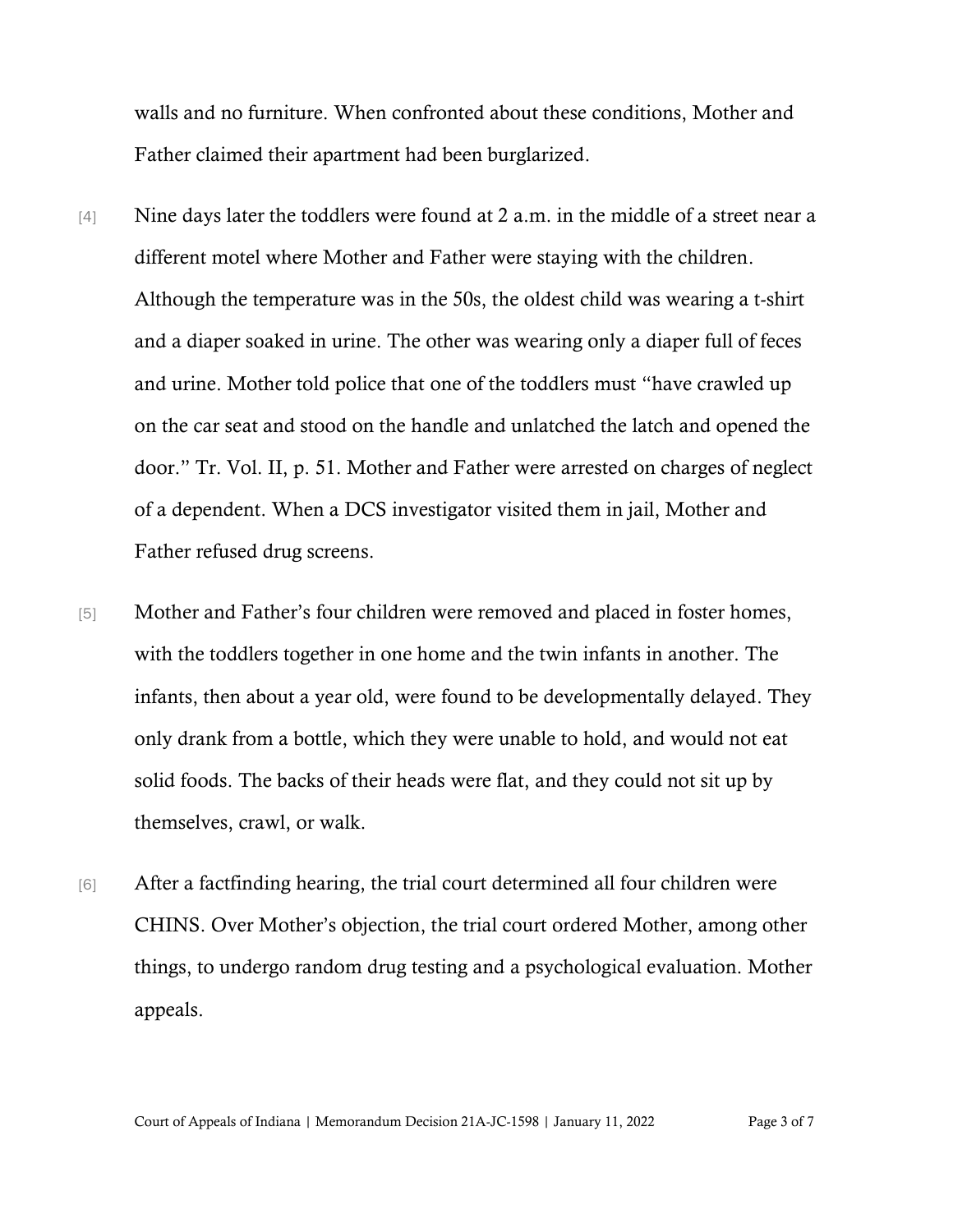walls and no furniture. When confronted about these conditions, Mother and Father claimed their apartment had been burglarized.

[4] Nine days later the toddlers were found at 2 a.m. in the middle of a street near a different motel where Mother and Father were staying with the children. Although the temperature was in the 50s, the oldest child was wearing a t-shirt and a diaper soaked in urine. The other was wearing only a diaper full of feces and urine. Mother told police that one of the toddlers must "have crawled up on the car seat and stood on the handle and unlatched the latch and opened the door." Tr. Vol. II, p. 51. Mother and Father were arrested on charges of neglect of a dependent. When a DCS investigator visited them in jail, Mother and Father refused drug screens.

[5] Mother and Father's four children were removed and placed in foster homes, with the toddlers together in one home and the twin infants in another. The infants, then about a year old, were found to be developmentally delayed. They only drank from a bottle, which they were unable to hold, and would not eat solid foods. The backs of their heads were flat, and they could not sit up by themselves, crawl, or walk.

[6] After a factfinding hearing, the trial court determined all four children were CHINS. Over Mother's objection, the trial court ordered Mother, among other things, to undergo random drug testing and a psychological evaluation. Mother appeals.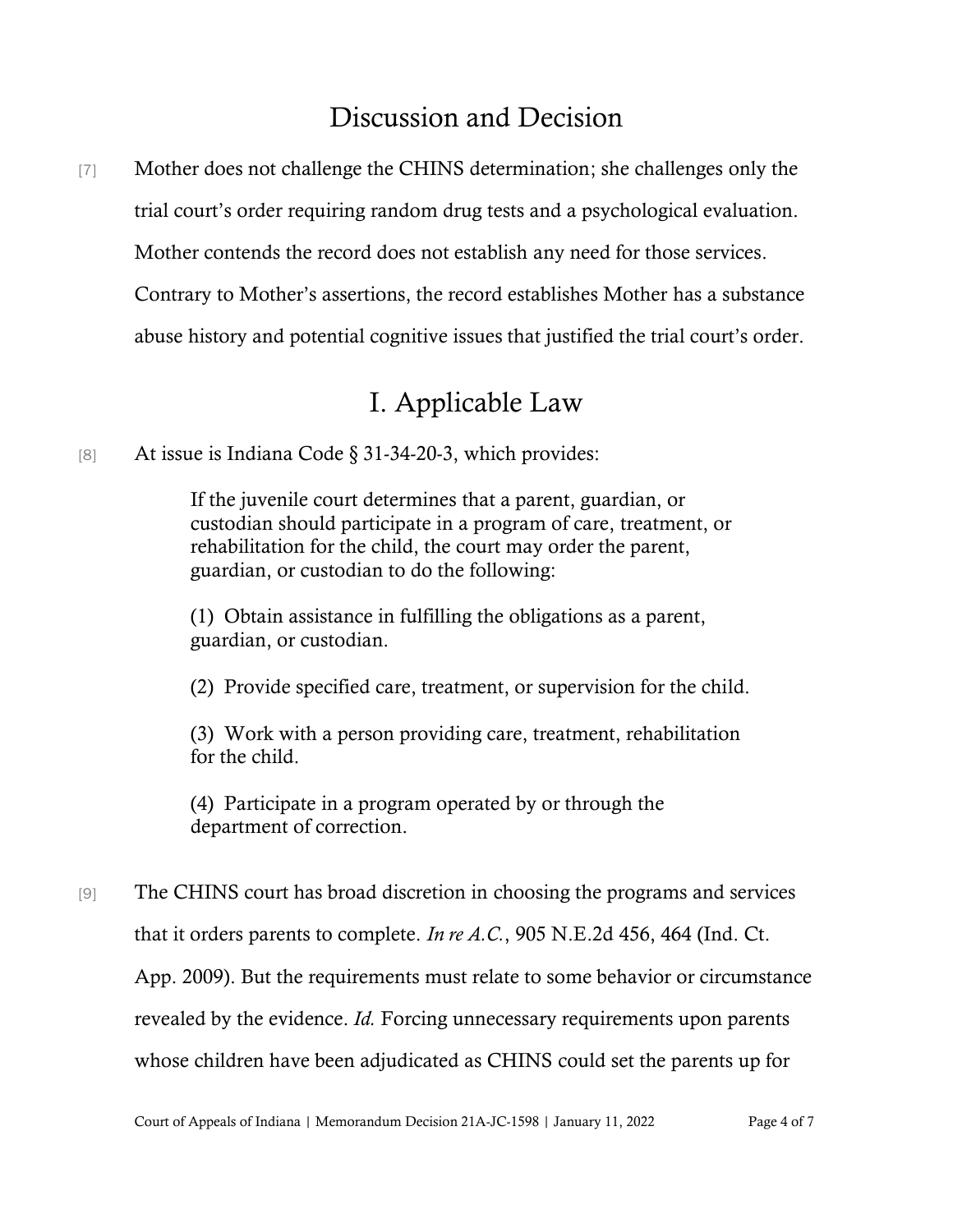# Discussion and Decision

[7] Mother does not challenge the CHINS determination; she challenges only the trial court's order requiring random drug tests and a psychological evaluation. Mother contends the record does not establish any need for those services. Contrary to Mother's assertions, the record establishes Mother has a substance abuse history and potential cognitive issues that justified the trial court's order.

## I. Applicable Law

[8] At issue is Indiana Code § 31-34-20-3, which provides:

> If the juvenile court determines that a parent, guardian, or custodian should participate in a program of care, treatment, or rehabilitation for the child, the court may order the parent, guardian, or custodian to do the following:
>
> (1) Obtain assistance in fulfilling the obligations as a parent, guardian, or custodian.
>
> (2) Provide specified care, treatment, or supervision for the child.
>
> (3) Work with a person providing care, treatment, rehabilitation for the child.
>
> (4) Participate in a program operated by or through the department of correction.

[9] The CHINS court has broad discretion in choosing the programs and services that it orders parents to complete. *In re A.C.*, 905 N.E.2d 456, 464 (Ind. Ct. App. 2009). But the requirements must relate to some behavior or circumstance revealed by the evidence. *Id.* Forcing unnecessary requirements upon parents whose children have been adjudicated as CHINS could set the parents up for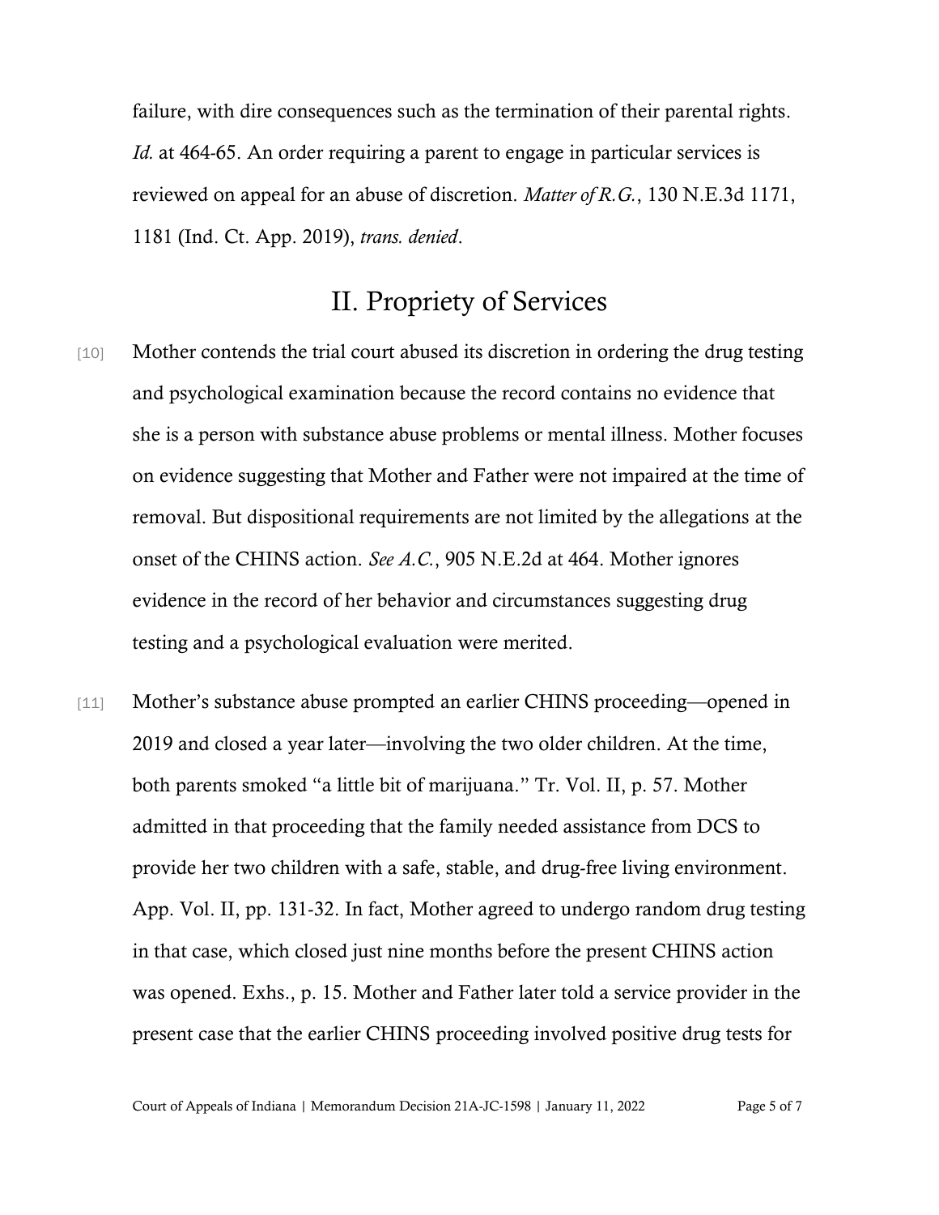failure, with dire consequences such as the termination of their parental rights. *Id.* at 464-65. An order requiring a parent to engage in particular services is reviewed on appeal for an abuse of discretion. *Matter of R.G.*, 130 N.E.3d 1171, 1181 (Ind. Ct. App. 2019), *trans. denied*.

## II. Propriety of Services

[10] Mother contends the trial court abused its discretion in ordering the drug testing and psychological examination because the record contains no evidence that she is a person with substance abuse problems or mental illness. Mother focuses on evidence suggesting that Mother and Father were not impaired at the time of removal. But dispositional requirements are not limited by the allegations at the onset of the CHINS action. *See A.C.*, 905 N.E.2d at 464. Mother ignores evidence in the record of her behavior and circumstances suggesting drug testing and a psychological evaluation were merited.

[11] Mother's substance abuse prompted an earlier CHINS proceeding—opened in 2019 and closed a year later—involving the two older children. At the time, both parents smoked "a little bit of marijuana." Tr. Vol. II, p. 57. Mother admitted in that proceeding that the family needed assistance from DCS to provide her two children with a safe, stable, and drug-free living environment. App. Vol. II, pp. 131-32. In fact, Mother agreed to undergo random drug testing in that case, which closed just nine months before the present CHINS action was opened. Exhs., p. 15. Mother and Father later told a service provider in the present case that the earlier CHINS proceeding involved positive drug tests for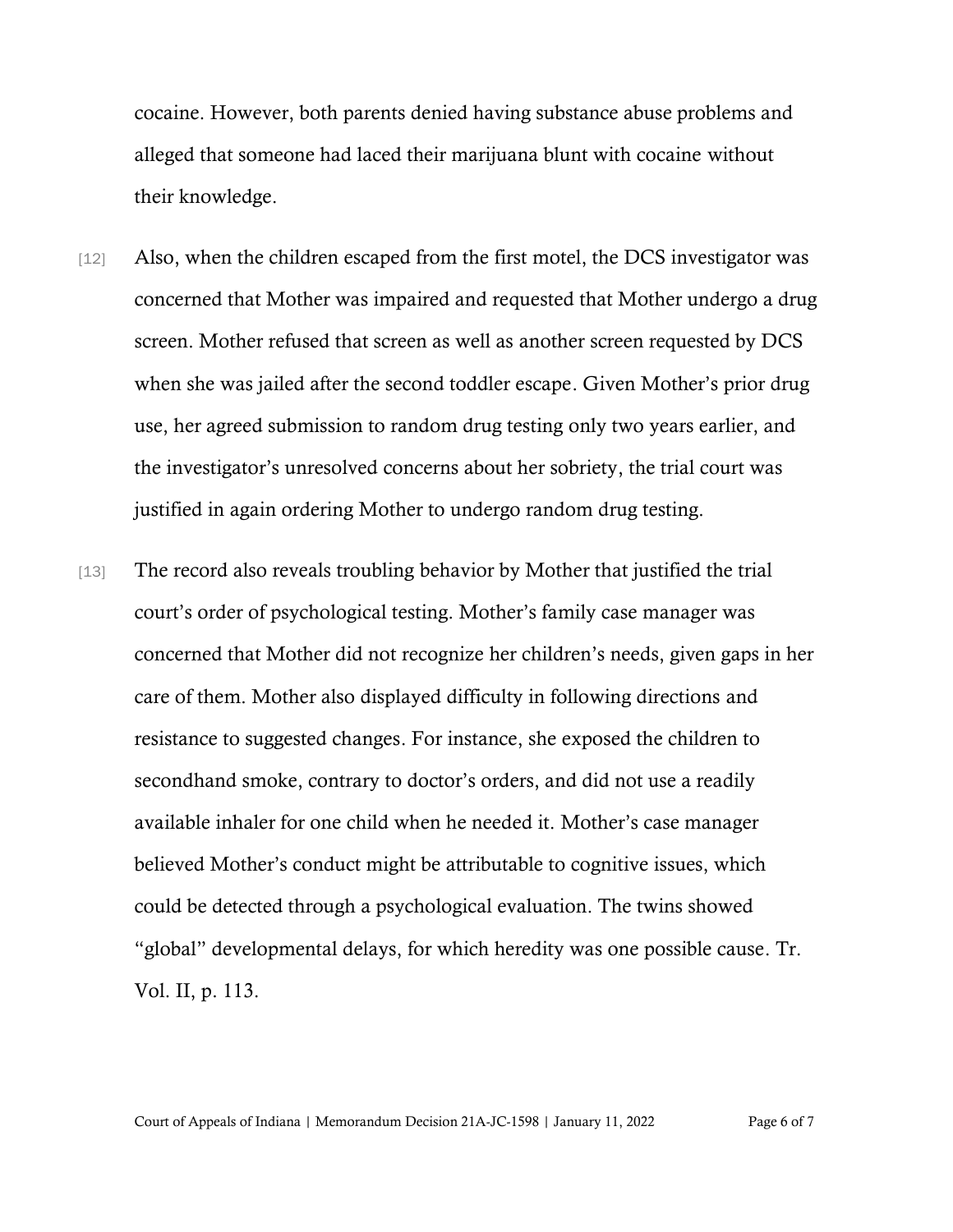cocaine. However, both parents denied having substance abuse problems and alleged that someone had laced their marijuana blunt with cocaine without their knowledge.

[12] Also, when the children escaped from the first motel, the DCS investigator was concerned that Mother was impaired and requested that Mother undergo a drug screen. Mother refused that screen as well as another screen requested by DCS when she was jailed after the second toddler escape. Given Mother's prior drug use, her agreed submission to random drug testing only two years earlier, and the investigator's unresolved concerns about her sobriety, the trial court was justified in again ordering Mother to undergo random drug testing.

[13] The record also reveals troubling behavior by Mother that justified the trial court's order of psychological testing. Mother's family case manager was concerned that Mother did not recognize her children's needs, given gaps in her care of them. Mother also displayed difficulty in following directions and resistance to suggested changes. For instance, she exposed the children to secondhand smoke, contrary to doctor's orders, and did not use a readily available inhaler for one child when he needed it. Mother's case manager believed Mother's conduct might be attributable to cognitive issues, which could be detected through a psychological evaluation. The twins showed "global" developmental delays, for which heredity was one possible cause. Tr. Vol. II, p. 113.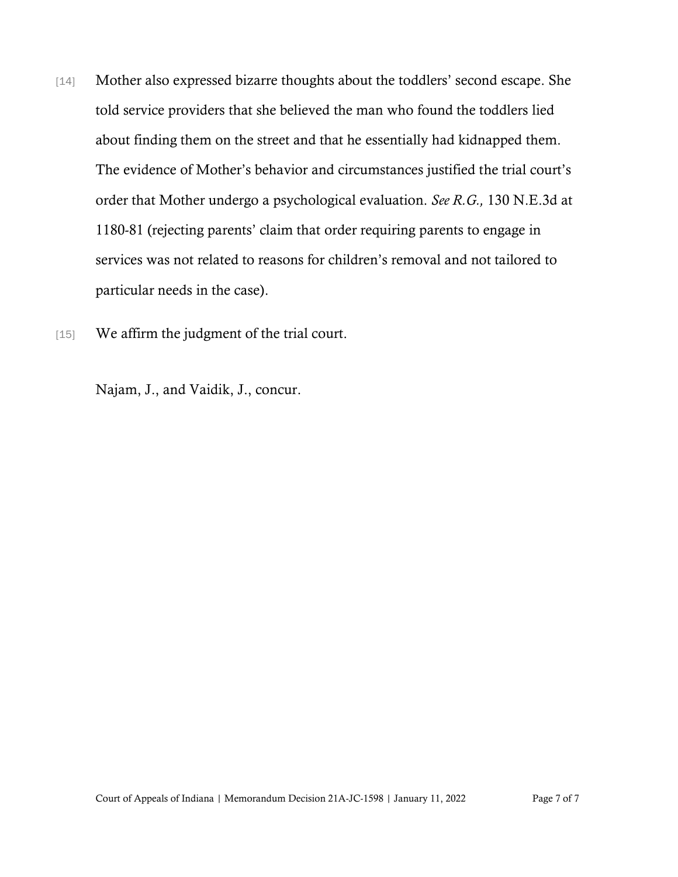[14] Mother also expressed bizarre thoughts about the toddlers' second escape. She told service providers that she believed the man who found the toddlers lied about finding them on the street and that he essentially had kidnapped them. The evidence of Mother's behavior and circumstances justified the trial court's order that Mother undergo a psychological evaluation. *See R.G.,* 130 N.E.3d at 1180-81 (rejecting parents' claim that order requiring parents to engage in services was not related to reasons for children's removal and not tailored to particular needs in the case).

[15] We affirm the judgment of the trial court.

Najam, J., and Vaidik, J., concur.